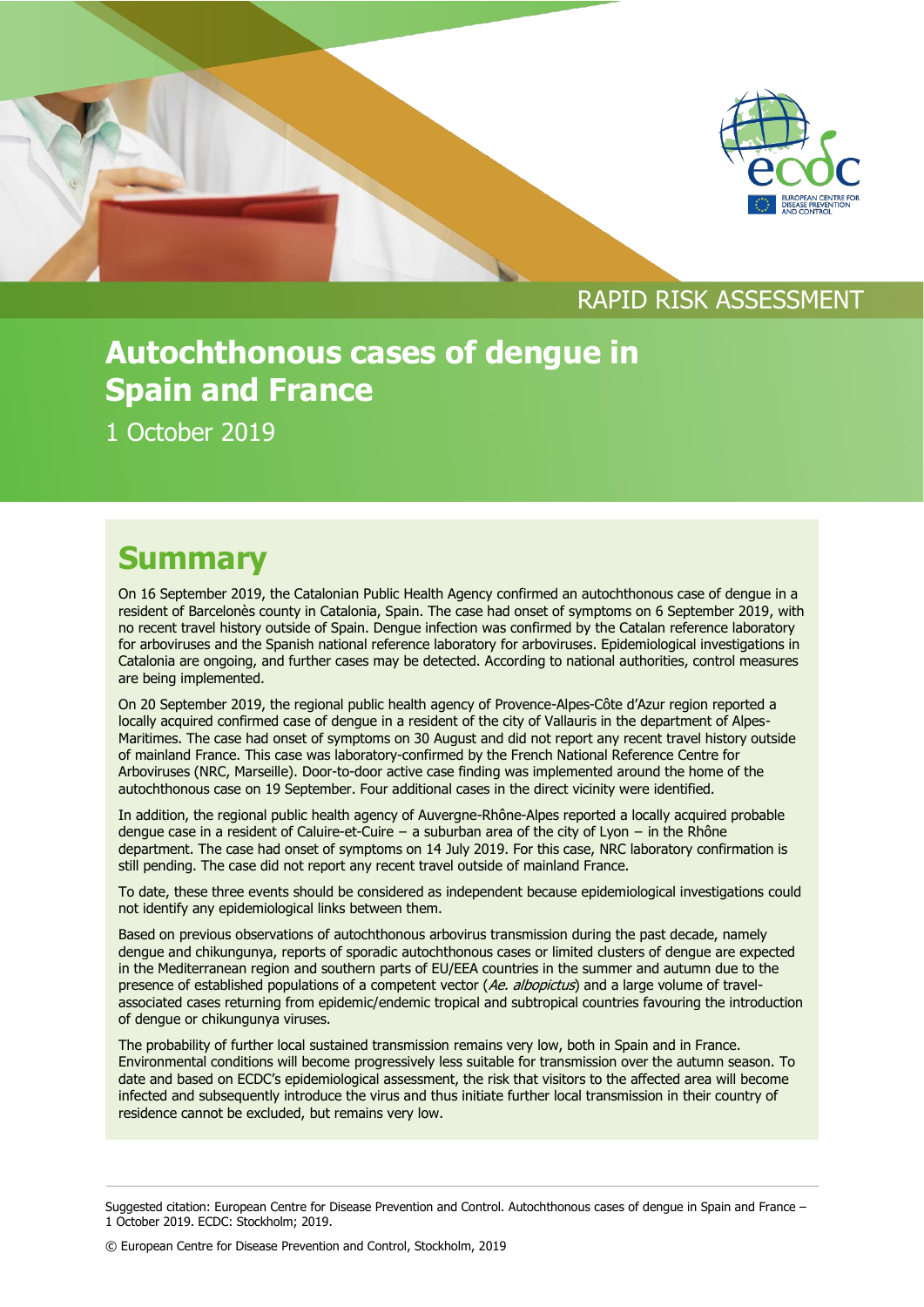RAPID RISK ASSESSMENT

# Autochthonous cases of dengue in Spain and France

1 October 2019

## Summary

On 16 September 2019, the Catalonian Public Health Agency confirmed an autochthonous case of dengue in a resident of Barcelonès county in Catalonia, Spain. The case had onset of symptoms on 6 September 2019, with no recent travel history outside of Spain. Dengue infection was confirmed by the Catalan reference laboratory for arboviruses and the Spanish national reference laboratory for arboviruses. Epidemiological investigations in Catalonia are ongoing, and further cases may be detected. According to national authorities, control measures are being implemented.

On 20 September 2019, the regional public health agency of Provence-Alpes-Côte d'Azur region reported a locally acquired confirmed case of dengue in a resident of the city of Vallauris in the department of Alpes-Maritimes. The case had onset of symptoms on 30 August and did not report any recent travel history outside of mainland France. This case was laboratory-confirmed by the French National Reference Centre for Arboviruses (NRC, Marseille). Door-to-door active case finding was implemented around the home of the autochthonous case on 19 September. Four additional cases in the direct vicinity were identified.

In addition, the regional public health agency of Auvergne-Rhône-Alpes reported a locally acquired probable dengue case in a resident of Caluire-et-Cuire – a suburban area of the city of Lyon – in the Rhône department. The case had onset of symptoms on 14 July 2019. For this case, NRC laboratory confirmation is still pending. The case did not report any recent travel outside of mainland France.

To date, these three events should be considered as independent because epidemiological investigations could not identify any epidemiological links between them.

Based on previous observations of autochthonous arbovirus transmission during the past decade, namely dengue and chikungunya, reports of sporadic autochthonous cases or limited clusters of dengue are expected in the Mediterranean region and southern parts of EU/EEA countries in the summer and autumn due to the presence of established populations of a competent vector (*Ae. albopictus*) and a large volume of travel-associated cases returning from epidemic/endemic tropical and subtropical countries favouring the introduction of dengue or chikungunya viruses.

The probability of further local sustained transmission remains very low, both in Spain and in France. Environmental conditions will become progressively less suitable for transmission over the autumn season. To date and based on ECDC's epidemiological assessment, the risk that visitors to the affected area will become infected and subsequently introduce the virus and thus initiate further local transmission in their country of residence cannot be excluded, but remains very low.

Suggested citation: European Centre for Disease Prevention and Control. Autochthonous cases of dengue in Spain and France – 1 October 2019. ECDC: Stockholm; 2019.

© European Centre for Disease Prevention and Control, Stockholm, 2019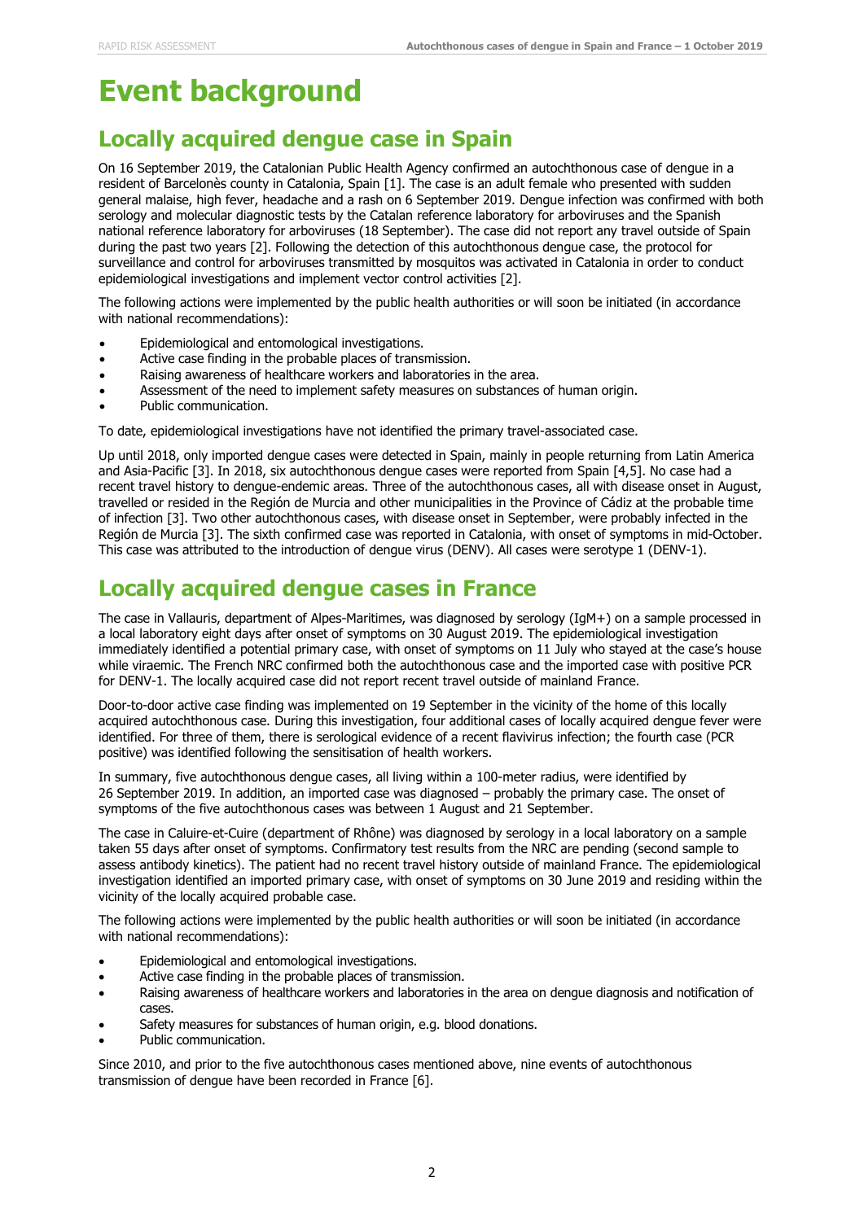# Event background

## Locally acquired dengue case in Spain

On 16 September 2019, the Catalonian Public Health Agency confirmed an autochthonous case of dengue in a resident of Barcelonès county in Catalonia, Spain [1]. The case is an adult female who presented with sudden general malaise, high fever, headache and a rash on 6 September 2019. Dengue infection was confirmed with both serology and molecular diagnostic tests by the Catalan reference laboratory for arboviruses and the Spanish national reference laboratory for arboviruses (18 September). The case did not report any travel outside of Spain during the past two years [2]. Following the detection of this autochthonous dengue case, the protocol for surveillance and control for arboviruses transmitted by mosquitos was activated in Catalonia in order to conduct epidemiological investigations and implement vector control activities [2].

The following actions were implemented by the public health authorities or will soon be initiated (in accordance with national recommendations):

- Epidemiological and entomological investigations.
- Active case finding in the probable places of transmission.
- Raising awareness of healthcare workers and laboratories in the area.
- Assessment of the need to implement safety measures on substances of human origin.
- Public communication.

To date, epidemiological investigations have not identified the primary travel-associated case.

Up until 2018, only imported dengue cases were detected in Spain, mainly in people returning from Latin America and Asia-Pacific [3]. In 2018, six autochthonous dengue cases were reported from Spain [4,5]. No case had a recent travel history to dengue-endemic areas. Three of the autochthonous cases, all with disease onset in August, travelled or resided in the Región de Murcia and other municipalities in the Province of Cádiz at the probable time of infection [3]. Two other autochthonous cases, with disease onset in September, were probably infected in the Región de Murcia [3]. The sixth confirmed case was reported in Catalonia, with onset of symptoms in mid-October. This case was attributed to the introduction of dengue virus (DENV). All cases were serotype 1 (DENV-1).

## Locally acquired dengue cases in France

The case in Vallauris, department of Alpes-Maritimes, was diagnosed by serology (IgM+) on a sample processed in a local laboratory eight days after onset of symptoms on 30 August 2019. The epidemiological investigation immediately identified a potential primary case, with onset of symptoms on 11 July who stayed at the case's house while viraemic. The French NRC confirmed both the autochthonous case and the imported case with positive PCR for DENV-1. The locally acquired case did not report recent travel outside of mainland France.

Door-to-door active case finding was implemented on 19 September in the vicinity of the home of this locally acquired autochthonous case. During this investigation, four additional cases of locally acquired dengue fever were identified. For three of them, there is serological evidence of a recent flavivirus infection; the fourth case (PCR positive) was identified following the sensitisation of health workers.

In summary, five autochthonous dengue cases, all living within a 100-meter radius, were identified by 26 September 2019. In addition, an imported case was diagnosed – probably the primary case. The onset of symptoms of the five autochthonous cases was between 1 August and 21 September.

The case in Caluire-et-Cuire (department of Rhône) was diagnosed by serology in a local laboratory on a sample taken 55 days after onset of symptoms. Confirmatory test results from the NRC are pending (second sample to assess antibody kinetics). The patient had no recent travel history outside of mainland France. The epidemiological investigation identified an imported primary case, with onset of symptoms on 30 June 2019 and residing within the vicinity of the locally acquired probable case.

The following actions were implemented by the public health authorities or will soon be initiated (in accordance with national recommendations):

- Epidemiological and entomological investigations.
- Active case finding in the probable places of transmission.
- Raising awareness of healthcare workers and laboratories in the area on dengue diagnosis and notification of cases.
- Safety measures for substances of human origin, e.g. blood donations.
- Public communication.

Since 2010, and prior to the five autochthonous cases mentioned above, nine events of autochthonous transmission of dengue have been recorded in France [6].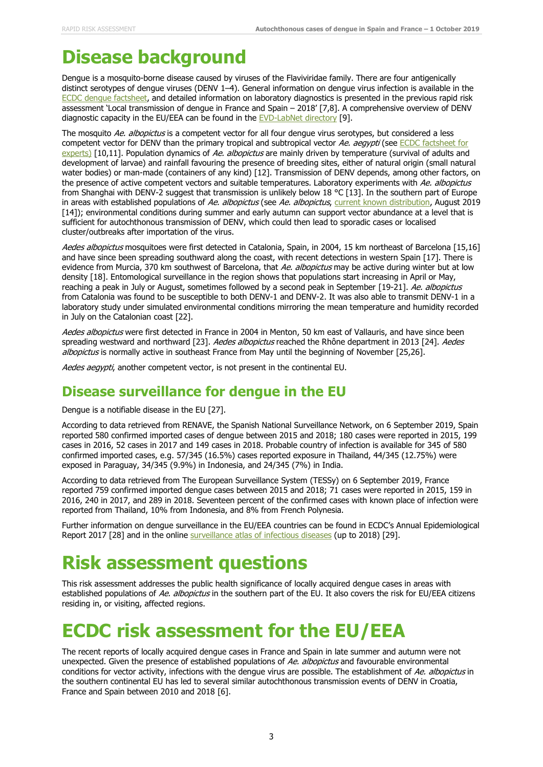# Disease background

Dengue is a mosquito-borne disease caused by viruses of the Flaviviridae family. There are four antigenically distinct serotypes of dengue viruses (DENV 1–4). General information on dengue virus infection is available in the ECDC dengue factsheet, and detailed information on laboratory diagnostics is presented in the previous rapid risk assessment 'Local transmission of dengue in France and Spain – 2018' [7,8]. A comprehensive overview of DENV diagnostic capacity in the EU/EEA can be found in the EVD-LabNet directory [9].

The mosquito *Ae. albopictus* is a competent vector for all four dengue virus serotypes, but considered a less competent vector for DENV than the primary tropical and subtropical vector *Ae. aegypti* (see ECDC factsheet for experts) [10,11]. Population dynamics of *Ae. albopictus* are mainly driven by temperature (survival of adults and development of larvae) and rainfall favouring the presence of breeding sites, either of natural origin (small natural water bodies) or man-made (containers of any kind) [12]. Transmission of DENV depends, among other factors, on the presence of active competent vectors and suitable temperatures. Laboratory experiments with *Ae. albopictus* from Shanghai with DENV-2 suggest that transmission is unlikely below 18 °C [13]. In the southern part of Europe in areas with established populations of *Ae. albopictus* (see *Ae. albopictus*, current known distribution, August 2019 [14]); environmental conditions during summer and early autumn can support vector abundance at a level that is sufficient for autochthonous transmission of DENV, which could then lead to sporadic cases or localised cluster/outbreaks after importation of the virus.

*Aedes albopictus* mosquitoes were first detected in Catalonia, Spain, in 2004, 15 km northeast of Barcelona [15,16] and have since been spreading southward along the coast, with recent detections in western Spain [17]. There is evidence from Murcia, 370 km southwest of Barcelona, that *Ae. albopictus* may be active during winter but at low density [18]. Entomological surveillance in the region shows that populations start increasing in April or May, reaching a peak in July or August, sometimes followed by a second peak in September [19-21]. *Ae. albopictus* from Catalonia was found to be susceptible to both DENV-1 and DENV-2. It was also able to transmit DENV-1 in a laboratory study under simulated environmental conditions mirroring the mean temperature and humidity recorded in July on the Catalonian coast [22].

*Aedes albopictus* were first detected in France in 2004 in Menton, 50 km east of Vallauris, and have since been spreading westward and northward [23]. *Aedes albopictus* reached the Rhône department in 2013 [24]. *Aedes albopictus* is normally active in southeast France from May until the beginning of November [25,26].

*Aedes aegypti*, another competent vector, is not present in the continental EU.

## Disease surveillance for dengue in the EU

Dengue is a notifiable disease in the EU [27].

According to data retrieved from RENAVE, the Spanish National Surveillance Network, on 6 September 2019, Spain reported 580 confirmed imported cases of dengue between 2015 and 2018; 180 cases were reported in 2015, 199 cases in 2016, 52 cases in 2017 and 149 cases in 2018. Probable country of infection is available for 345 of 580 confirmed imported cases, e.g. 57/345 (16.5%) cases reported exposure in Thailand, 44/345 (12.75%) were exposed in Paraguay, 34/345 (9.9%) in Indonesia, and 24/345 (7%) in India.

According to data retrieved from The European Surveillance System (TESSy) on 6 September 2019, France reported 759 confirmed imported dengue cases between 2015 and 2018; 71 cases were reported in 2015, 159 in 2016, 240 in 2017, and 289 in 2018. Seventeen percent of the confirmed cases with known place of infection were reported from Thailand, 10% from Indonesia, and 8% from French Polynesia.

Further information on dengue surveillance in the EU/EEA countries can be found in ECDC's Annual Epidemiological Report 2017 [28] and in the online surveillance atlas of infectious diseases (up to 2018) [29].

# Risk assessment questions

This risk assessment addresses the public health significance of locally acquired dengue cases in areas with established populations of *Ae. albopictus* in the southern part of the EU. It also covers the risk for EU/EEA citizens residing in, or visiting, affected regions.

# ECDC risk assessment for the EU/EEA

The recent reports of locally acquired dengue cases in France and Spain in late summer and autumn were not unexpected. Given the presence of established populations of *Ae. albopictus* and favourable environmental conditions for vector activity, infections with the dengue virus are possible. The establishment of *Ae. albopictus* in the southern continental EU has led to several similar autochthonous transmission events of DENV in Croatia, France and Spain between 2010 and 2018 [6].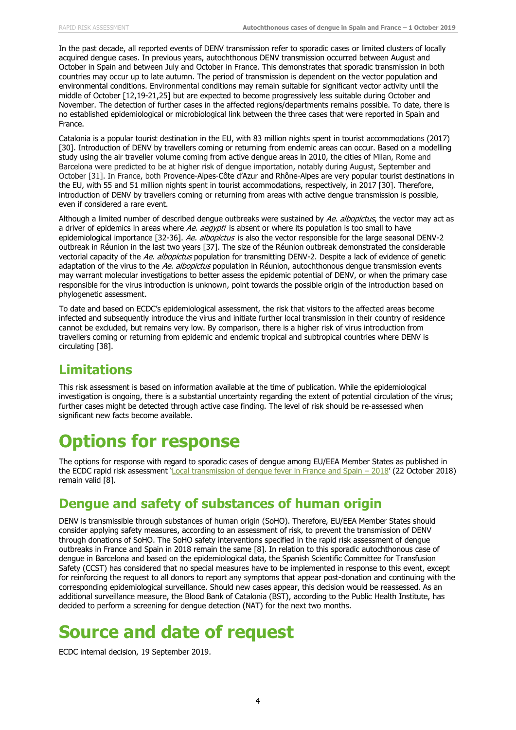In the past decade, all reported events of DENV transmission refer to sporadic cases or limited clusters of locally acquired dengue cases. In previous years, autochthonous DENV transmission occurred between August and October in Spain and between July and October in France. This demonstrates that sporadic transmission in both countries may occur up to late autumn. The period of transmission is dependent on the vector population and environmental conditions. Environmental conditions may remain suitable for significant vector activity until the middle of October [12,19-21,25] but are expected to become progressively less suitable during October and November. The detection of further cases in the affected regions/departments remains possible. To date, there is no established epidemiological or microbiological link between the three cases that were reported in Spain and France.

Catalonia is a popular tourist destination in the EU, with 83 million nights spent in tourist accommodations (2017) [30]. Introduction of DENV by travellers coming or returning from endemic areas can occur. Based on a modelling study using the air traveller volume coming from active dengue areas in 2010, the cities of Milan, Rome and Barcelona were predicted to be at higher risk of dengue importation, notably during August, September and October [31]. In France, both Provence-Alpes-Côte d'Azur and Rhône-Alpes are very popular tourist destinations in the EU, with 55 and 51 million nights spent in tourist accommodations, respectively, in 2017 [30]. Therefore, introduction of DENV by travellers coming or returning from areas with active dengue transmission is possible, even if considered a rare event.

Although a limited number of described dengue outbreaks were sustained by *Ae. albopictus*, the vector may act as a driver of epidemics in areas where *Ae. aegypti* is absent or where its population is too small to have epidemiological importance [32-36]. *Ae. albopictus* is also the vector responsible for the large seasonal DENV-2 outbreak in Réunion in the last two years [37]. The size of the Réunion outbreak demonstrated the considerable vectorial capacity of the *Ae. albopictus* population for transmitting DENV-2. Despite a lack of evidence of genetic adaptation of the virus to the *Ae. albopictus* population in Réunion, autochthonous dengue transmission events may warrant molecular investigations to better assess the epidemic potential of DENV, or when the primary case responsible for the virus introduction is unknown, point towards the possible origin of the introduction based on phylogenetic assessment.

To date and based on ECDC's epidemiological assessment, the risk that visitors to the affected areas become infected and subsequently introduce the virus and initiate further local transmission in their country of residence cannot be excluded, but remains very low. By comparison, there is a higher risk of virus introduction from travellers coming or returning from epidemic and endemic tropical and subtropical countries where DENV is circulating [38].

## Limitations

This risk assessment is based on information available at the time of publication. While the epidemiological investigation is ongoing, there is a substantial uncertainty regarding the extent of potential circulation of the virus; further cases might be detected through active case finding. The level of risk should be re-assessed when significant new facts become available.

# Options for response

The options for response with regard to sporadic cases of dengue among EU/EEA Member States as published in the ECDC rapid risk assessment 'Local transmission of dengue fever in France and Spain – 2018' (22 October 2018) remain valid [8].

## Dengue and safety of substances of human origin

DENV is transmissible through substances of human origin (SoHO). Therefore, EU/EEA Member States should consider applying safety measures, according to an assessment of risk, to prevent the transmission of DENV through donations of SoHO. The SoHO safety interventions specified in the rapid risk assessment of dengue outbreaks in France and Spain in 2018 remain the same [8]. In relation to this sporadic autochthonous case of dengue in Barcelona and based on the epidemiological data, the Spanish Scientific Committee for Transfusion Safety (CCST) has considered that no special measures have to be implemented in response to this event, except for reinforcing the request to all donors to report any symptoms that appear post-donation and continuing with the corresponding epidemiological surveillance. Should new cases appear, this decision would be reassessed. As an additional surveillance measure, the Blood Bank of Catalonia (BST), according to the Public Health Institute, has decided to perform a screening for dengue detection (NAT) for the next two months.

# Source and date of request

ECDC internal decision, 19 September 2019.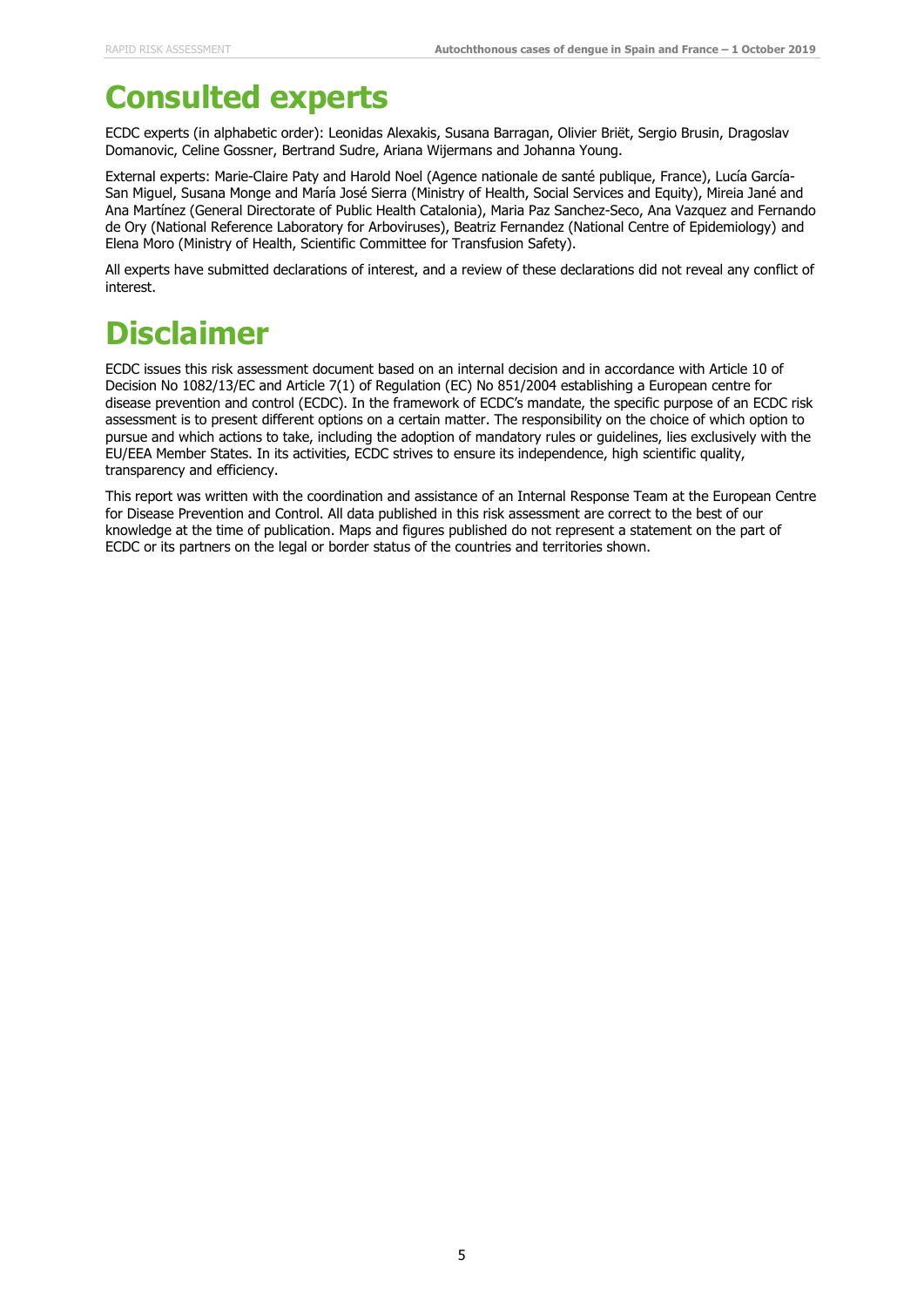# Consulted experts

ECDC experts (in alphabetic order): Leonidas Alexakis, Susana Barragan, Olivier Briët, Sergio Brusin, Dragoslav Domanovic, Celine Gossner, Bertrand Sudre, Ariana Wijermans and Johanna Young.

External experts: Marie-Claire Paty and Harold Noel (Agence nationale de santé publique, France), Lucía García-San Miguel, Susana Monge and María José Sierra (Ministry of Health, Social Services and Equity), Mireia Jané and Ana Martínez (General Directorate of Public Health Catalonia), Maria Paz Sanchez-Seco, Ana Vazquez and Fernando de Ory (National Reference Laboratory for Arboviruses), Beatriz Fernandez (National Centre of Epidemiology) and Elena Moro (Ministry of Health, Scientific Committee for Transfusion Safety).

All experts have submitted declarations of interest, and a review of these declarations did not reveal any conflict of interest.

# Disclaimer

ECDC issues this risk assessment document based on an internal decision and in accordance with Article 10 of Decision No 1082/13/EC and Article 7(1) of Regulation (EC) No 851/2004 establishing a European centre for disease prevention and control (ECDC). In the framework of ECDC's mandate, the specific purpose of an ECDC risk assessment is to present different options on a certain matter. The responsibility on the choice of which option to pursue and which actions to take, including the adoption of mandatory rules or guidelines, lies exclusively with the EU/EEA Member States. In its activities, ECDC strives to ensure its independence, high scientific quality, transparency and efficiency.

This report was written with the coordination and assistance of an Internal Response Team at the European Centre for Disease Prevention and Control. All data published in this risk assessment are correct to the best of our knowledge at the time of publication. Maps and figures published do not represent a statement on the part of ECDC or its partners on the legal or border status of the countries and territories shown.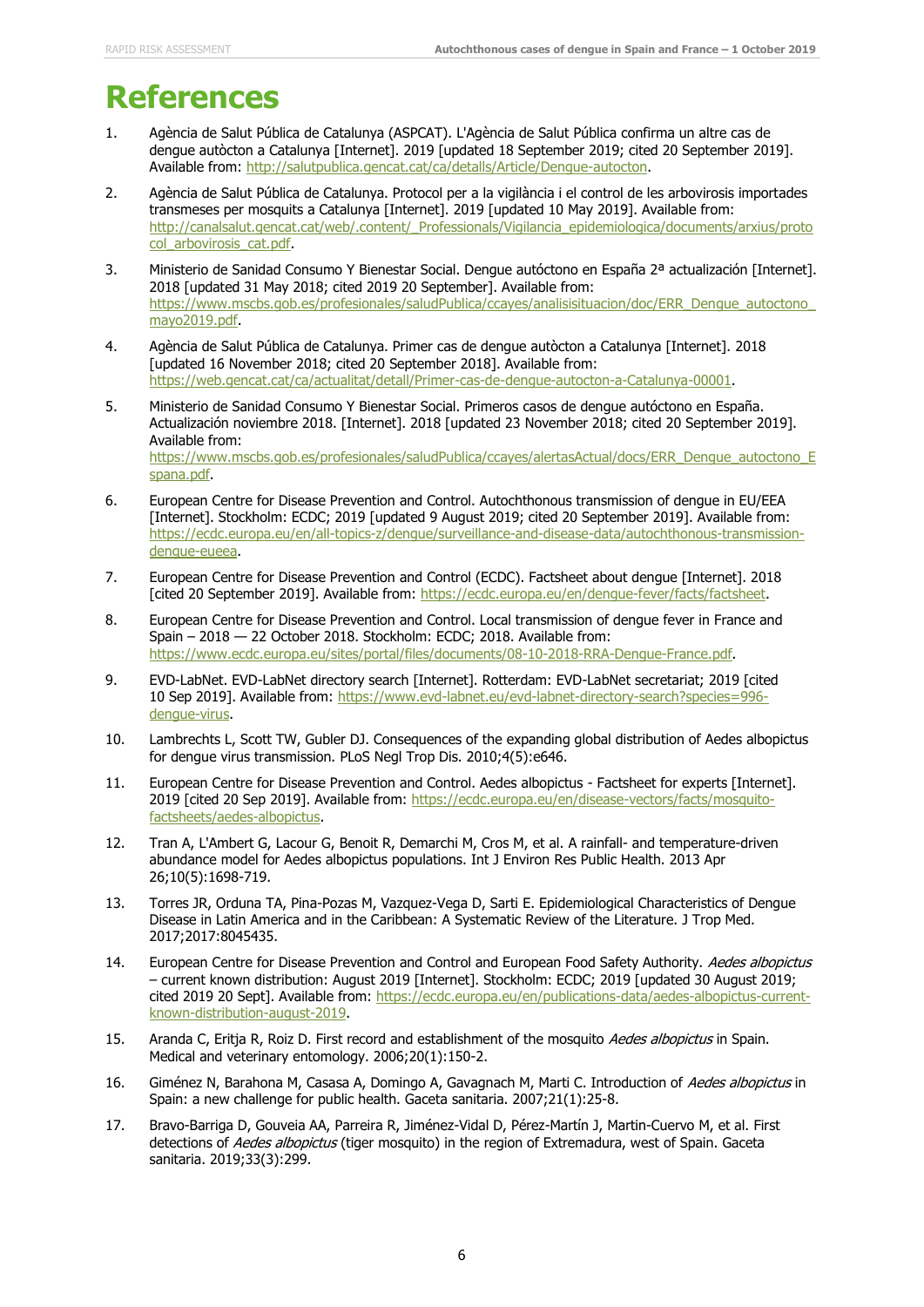# References

1. Agència de Salut Pública de Catalunya (ASPCAT). L'Agència de Salut Pública confirma un altre cas de dengue autòcton a Catalunya [Internet]. 2019 [updated 18 September 2019; cited 20 September 2019]. Available from: http://salutpublica.gencat.cat/ca/detalls/Article/Dengue-autocton.
2. Agència de Salut Pública de Catalunya. Protocol per a la vigilància i el control de les arbovirosis importades transmeses per mosquits a Catalunya [Internet]. 2019 [updated 10 May 2019]. Available from: http://canalsalut.gencat.cat/web/.content/_Professionals/Vigilancia_epidemiologica/documents/arxius/protocol_arbovirosis_cat.pdf.
3. Ministerio de Sanidad Consumo Y Bienestar Social. Dengue autóctono en España 2ª actualización [Internet]. 2018 [updated 31 May 2018; cited 2019 20 September]. Available from: https://www.mscbs.gob.es/profesionales/saludPublica/ccayes/analisisituacion/doc/ERR_Dengue_autoctono_mayo2019.pdf.
4. Agència de Salut Pública de Catalunya. Primer cas de dengue autòcton a Catalunya [Internet]. 2018 [updated 16 November 2018; cited 20 September 2018]. Available from: https://web.gencat.cat/ca/actualitat/detall/Primer-cas-de-dengue-autocton-a-Catalunya-00001.
5. Ministerio de Sanidad Consumo Y Bienestar Social. Primeros casos de dengue autóctono en España. Actualización noviembre 2018. [Internet]. 2018 [updated 23 November 2018; cited 20 September 2019]. Available from: https://www.mscbs.gob.es/profesionales/saludPublica/ccayes/alertasActual/docs/ERR_Dengue_autoctono_Espana.pdf.
6. European Centre for Disease Prevention and Control. Autochthonous transmission of dengue in EU/EEA [Internet]. Stockholm: ECDC; 2019 [updated 9 August 2019; cited 20 September 2019]. Available from: https://ecdc.europa.eu/en/all-topics-z/dengue/surveillance-and-disease-data/autochthonous-transmission-dengue-eueea.
7. European Centre for Disease Prevention and Control (ECDC). Factsheet about dengue [Internet]. 2018 [cited 20 September 2019]. Available from: https://ecdc.europa.eu/en/dengue-fever/facts/factsheet.
8. European Centre for Disease Prevention and Control. Local transmission of dengue fever in France and Spain – 2018 — 22 October 2018. Stockholm: ECDC; 2018. Available from: https://www.ecdc.europa.eu/sites/portal/files/documents/08-10-2018-RRA-Dengue-France.pdf.
9. EVD-LabNet. EVD-LabNet directory search [Internet]. Rotterdam: EVD-LabNet secretariat; 2019 [cited 10 Sep 2019]. Available from: https://www.evd-labnet.eu/evd-labnet-directory-search?species=996-dengue-virus.
10. Lambrechts L, Scott TW, Gubler DJ. Consequences of the expanding global distribution of Aedes albopictus for dengue virus transmission. PLoS Negl Trop Dis. 2010;4(5):e646.
11. European Centre for Disease Prevention and Control. Aedes albopictus - Factsheet for experts [Internet]. 2019 [cited 20 Sep 2019]. Available from: https://ecdc.europa.eu/en/disease-vectors/facts/mosquito-factsheets/aedes-albopictus.
12. Tran A, L'Ambert G, Lacour G, Benoit R, Demarchi M, Cros M, et al. A rainfall- and temperature-driven abundance model for Aedes albopictus populations. Int J Environ Res Public Health. 2013 Apr 26;10(5):1698-719.
13. Torres JR, Orduna TA, Pina-Pozas M, Vazquez-Vega D, Sarti E. Epidemiological Characteristics of Dengue Disease in Latin America and in the Caribbean: A Systematic Review of the Literature. J Trop Med. 2017;2017:8045435.
14. European Centre for Disease Prevention and Control and European Food Safety Authority. *Aedes albopictus* – current known distribution: August 2019 [Internet]. Stockholm: ECDC; 2019 [updated 30 August 2019; cited 2019 20 Sept]. Available from: https://ecdc.europa.eu/en/publications-data/aedes-albopictus-current-known-distribution-august-2019.
15. Aranda C, Eritja R, Roiz D. First record and establishment of the mosquito *Aedes albopictus* in Spain. Medical and veterinary entomology. 2006;20(1):150-2.
16. Giménez N, Barahona M, Casasa A, Domingo A, Gavagnach M, Marti C. Introduction of *Aedes albopictus* in Spain: a new challenge for public health. Gaceta sanitaria. 2007;21(1):25-8.
17. Bravo-Barriga D, Gouveia AA, Parreira R, Jiménez-Vidal D, Pérez-Martín J, Martin-Cuervo M, et al. First detections of *Aedes albopictus* (tiger mosquito) in the region of Extremadura, west of Spain. Gaceta sanitaria. 2019;33(3):299.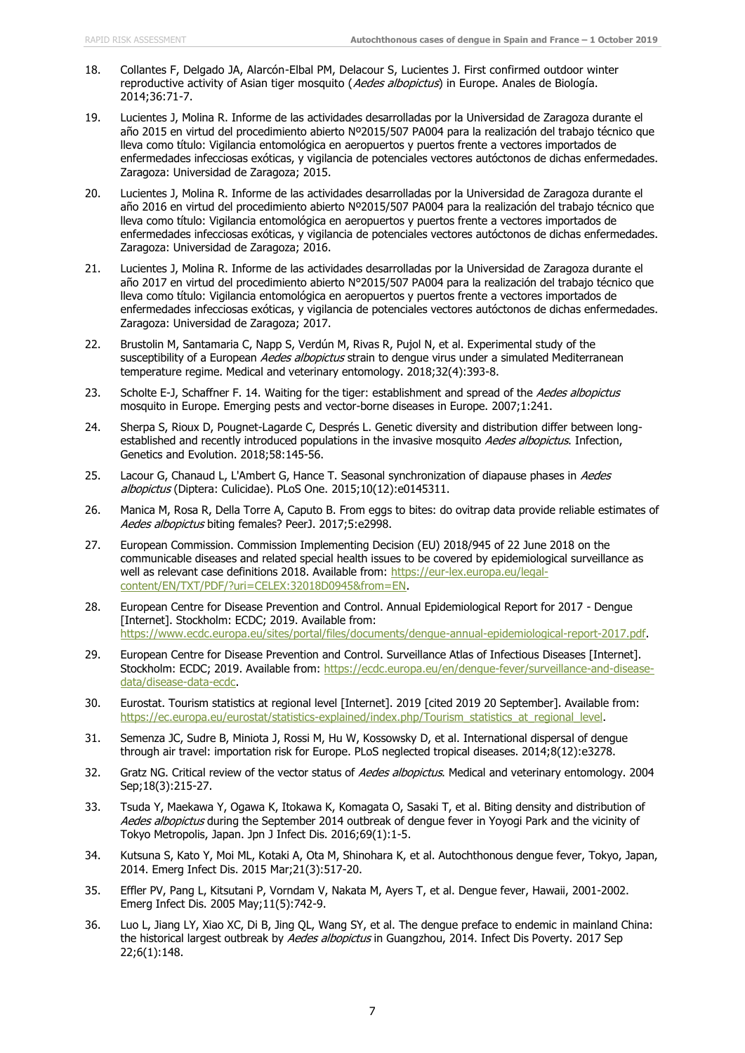18. Collantes F, Delgado JA, Alarcón-Elbal PM, Delacour S, Lucientes J. First confirmed outdoor winter reproductive activity of Asian tiger mosquito (*Aedes albopictus*) in Europe. Anales de Biología. 2014;36:71-7.

19. Lucientes J, Molina R. Informe de las actividades desarrolladas por la Universidad de Zaragoza durante el año 2015 en virtud del procedimiento abierto Nº2015/507 PA004 para la realización del trabajo técnico que lleva como título: Vigilancia entomológica en aeropuertos y puertos frente a vectores importados de enfermedades infecciosas exóticas, y vigilancia de potenciales vectores autóctonos de dichas enfermedades. Zaragoza: Universidad de Zaragoza; 2015.

20. Lucientes J, Molina R. Informe de las actividades desarrolladas por la Universidad de Zaragoza durante el año 2016 en virtud del procedimiento abierto Nº2015/507 PA004 para la realización del trabajo técnico que lleva como título: Vigilancia entomológica en aeropuertos y puertos frente a vectores importados de enfermedades infecciosas exóticas, y vigilancia de potenciales vectores autóctonos de dichas enfermedades. Zaragoza: Universidad de Zaragoza; 2016.

21. Lucientes J, Molina R. Informe de las actividades desarrolladas por la Universidad de Zaragoza durante el año 2017 en virtud del procedimiento abierto N°2015/507 PA004 para la realización del trabajo técnico que lleva como título: Vigilancia entomológica en aeropuertos y puertos frente a vectores importados de enfermedades infecciosas exóticas, y vigilancia de potenciales vectores autóctonos de dichas enfermedades. Zaragoza: Universidad de Zaragoza; 2017.

22. Brustolin M, Santamaria C, Napp S, Verdún M, Rivas R, Pujol N, et al. Experimental study of the susceptibility of a European *Aedes albopictus* strain to dengue virus under a simulated Mediterranean temperature regime. Medical and veterinary entomology. 2018;32(4):393-8.

23. Scholte E-J, Schaffner F. 14. Waiting for the tiger: establishment and spread of the *Aedes albopictus* mosquito in Europe. Emerging pests and vector-borne diseases in Europe. 2007;1:241.

24. Sherpa S, Rioux D, Pougnet-Lagarde C, Després L. Genetic diversity and distribution differ between long-established and recently introduced populations in the invasive mosquito *Aedes albopictus*. Infection, Genetics and Evolution. 2018;58:145-56.

25. Lacour G, Chanaud L, L'Ambert G, Hance T. Seasonal synchronization of diapause phases in *Aedes albopictus* (Diptera: Culicidae). PLoS One. 2015;10(12):e0145311.

26. Manica M, Rosa R, Della Torre A, Caputo B. From eggs to bites: do ovitrap data provide reliable estimates of *Aedes albopictus* biting females? PeerJ. 2017;5:e2998.

27. European Commission. Commission Implementing Decision (EU) 2018/945 of 22 June 2018 on the communicable diseases and related special health issues to be covered by epidemiological surveillance as well as relevant case definitions 2018. Available from: https://eur-lex.europa.eu/legal-content/EN/TXT/PDF/?uri=CELEX:32018D0945&from=EN.

28. European Centre for Disease Prevention and Control. Annual Epidemiological Report for 2017 - Dengue [Internet]. Stockholm: ECDC; 2019. Available from: https://www.ecdc.europa.eu/sites/portal/files/documents/dengue-annual-epidemiological-report-2017.pdf.

29. European Centre for Disease Prevention and Control. Surveillance Atlas of Infectious Diseases [Internet]. Stockholm: ECDC; 2019. Available from: https://ecdc.europa.eu/en/dengue-fever/surveillance-and-disease-data/disease-data-ecdc.

30. Eurostat. Tourism statistics at regional level [Internet]. 2019 [cited 2019 20 September]. Available from: https://ec.europa.eu/eurostat/statistics-explained/index.php/Tourism_statistics_at_regional_level.

31. Semenza JC, Sudre B, Miniota J, Rossi M, Hu W, Kossowsky D, et al. International dispersal of dengue through air travel: importation risk for Europe. PLoS neglected tropical diseases. 2014;8(12):e3278.

32. Gratz NG. Critical review of the vector status of *Aedes albopictus*. Medical and veterinary entomology. 2004 Sep;18(3):215-27.

33. Tsuda Y, Maekawa Y, Ogawa K, Itokawa K, Komagata O, Sasaki T, et al. Biting density and distribution of *Aedes albopictus* during the September 2014 outbreak of dengue fever in Yoyogi Park and the vicinity of Tokyo Metropolis, Japan. Jpn J Infect Dis. 2016;69(1):1-5.

34. Kutsuna S, Kato Y, Moi ML, Kotaki A, Ota M, Shinohara K, et al. Autochthonous dengue fever, Tokyo, Japan, 2014. Emerg Infect Dis. 2015 Mar;21(3):517-20.

35. Effler PV, Pang L, Kitsutani P, Vorndam V, Nakata M, Ayers T, et al. Dengue fever, Hawaii, 2001-2002. Emerg Infect Dis. 2005 May;11(5):742-9.

36. Luo L, Jiang LY, Xiao XC, Di B, Jing QL, Wang SY, et al. The dengue preface to endemic in mainland China: the historical largest outbreak by *Aedes albopictus* in Guangzhou, 2014. Infect Dis Poverty. 2017 Sep 22;6(1):148.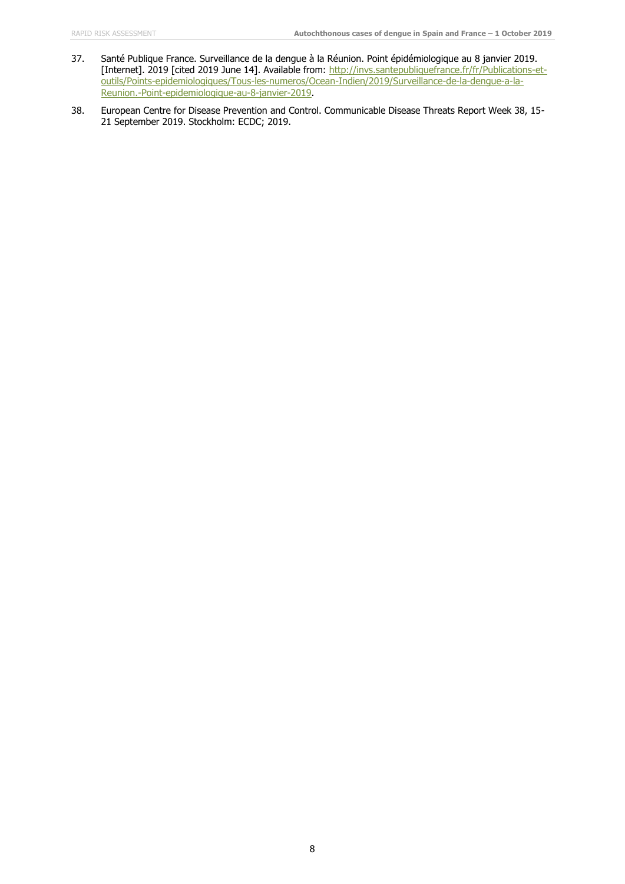37. Santé Publique France. Surveillance de la dengue à la Réunion. Point épidémiologique au 8 janvier 2019. [Internet]. 2019 [cited 2019 June 14]. Available from: http://invs.santepubliquefrance.fr/fr/Publications-et-outils/Points-epidemiologiques/Tous-les-numeros/Ocean-Indien/2019/Surveillance-de-la-dengue-a-la-Reunion.-Point-epidemiologique-au-8-janvier-2019.

38. European Centre for Disease Prevention and Control. Communicable Disease Threats Report Week 38, 15-21 September 2019. Stockholm: ECDC; 2019.